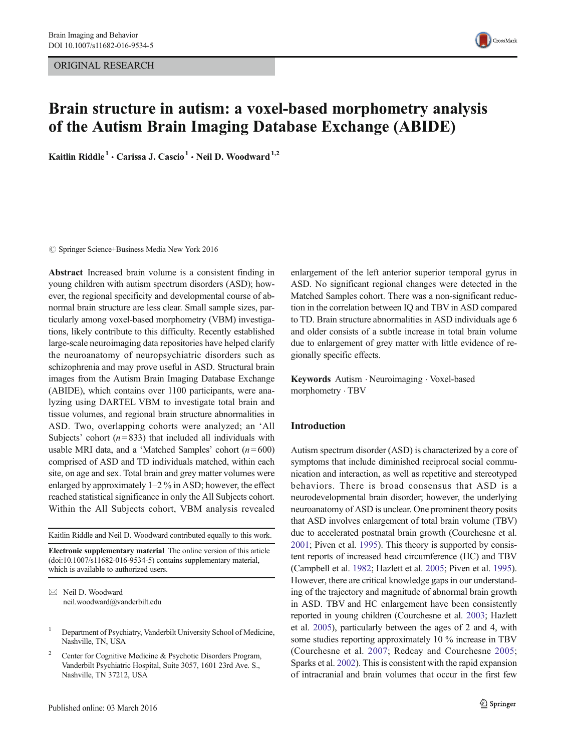ORIGINAL RESEARCH

# Brain structure in autism: a voxel-based morphometry analysis of the Autism Brain Imaging Database Exchange (ABIDE)

**Kaitlin Riddle[1] · Carissa J. Cascio[1] · Neil D. Woodward[1,2]**

© Springer Science+Business Media New York 2016

**Abstract** Increased brain volume is a consistent finding in young children with autism spectrum disorders (ASD); however, the regional specificity and developmental course of abnormal brain structure are less clear. Small sample sizes, particularly among voxel-based morphometry (VBM) investigations, likely contribute to this difficulty. Recently established large-scale neuroimaging data repositories have helped clarify the neuroanatomy of neuropsychiatric disorders such as schizophrenia and may prove useful in ASD. Structural brain images from the Autism Brain Imaging Database Exchange (ABIDE), which contains over 1100 participants, were analyzing using DARTEL VBM to investigate total brain and tissue volumes, and regional brain structure abnormalities in ASD. Two, overlapping cohorts were analyzed; an 'All Subjects' cohort ($n = 833$) that included all individuals with usable MRI data, and a 'Matched Samples' cohort ($n = 600$) comprised of ASD and TD individuals matched, within each site, on age and sex. Total brain and grey matter volumes were enlarged by approximately 1–2 % in ASD; however, the effect reached statistical significance in only the All Subjects cohort. Within the All Subjects cohort, VBM analysis revealed enlargement of the left anterior superior temporal gyrus in ASD. No significant regional changes were detected in the Matched Samples cohort. There was a non-significant reduction in the correlation between IQ and TBV in ASD compared to TD. Brain structure abnormalities in ASD individuals age 6 and older consists of a subtle increase in total brain volume due to enlargement of grey matter with little evidence of regionally specific effects.

**Keywords** Autism · Neuroimaging · Voxel-based morphometry · TBV

Kaitlin Riddle and Neil D. Woodward contributed equally to this work.

**Electronic supplementary material** The online version of this article (doi:10.1007/s11682-016-9534-5) contains supplementary material, which is available to authorized users.

✉ Neil D. Woodward
neil.woodward@vanderbilt.edu

[1] Department of Psychiatry, Vanderbilt University School of Medicine, Nashville, TN, USA

[2] Center for Cognitive Medicine & Psychotic Disorders Program, Vanderbilt Psychiatric Hospital, Suite 3057, 1601 23rd Ave. S., Nashville, TN 37212, USA

## Introduction

Autism spectrum disorder (ASD) is characterized by a core of symptoms that include diminished reciprocal social communication and interaction, as well as repetitive and stereotyped behaviors. There is broad consensus that ASD is a neurodevelopmental brain disorder; however, the underlying neuroanatomy of ASD is unclear. One prominent theory posits that ASD involves enlargement of total brain volume (TBV) due to accelerated postnatal brain growth (Courchesne et al. 2001; Piven et al. 1995). This theory is supported by consistent reports of increased head circumference (HC) and TBV (Campbell et al. 1982; Hazlett et al. 2005; Piven et al. 1995). However, there are critical knowledge gaps in our understanding of the trajectory and magnitude of abnormal brain growth in ASD. TBV and HC enlargement have been consistently reported in young children (Courchesne et al. 2003; Hazlett et al. 2005), particularly between the ages of 2 and 4, with some studies reporting approximately 10 % increase in TBV (Courchesne et al. 2007; Redcay and Courchesne 2005; Sparks et al. 2002). This is consistent with the rapid expansion of intracranial and brain volumes that occur in the first few

Published online: 03 March 2016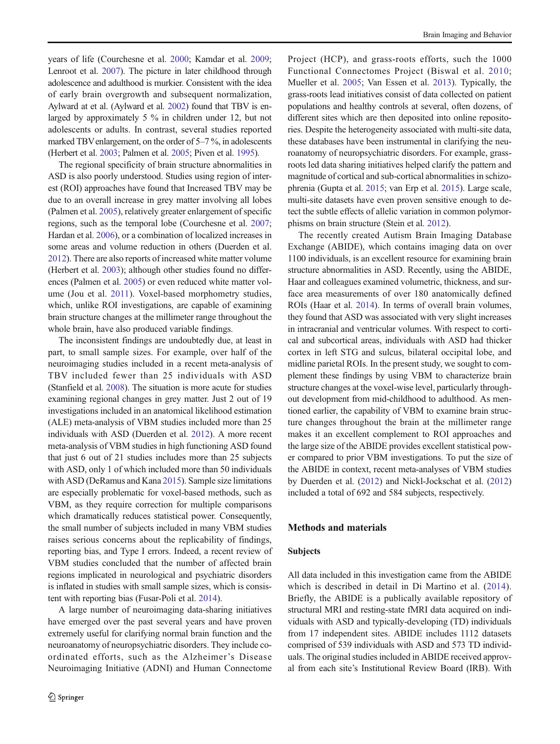years of life (Courchesne et al. 2000; Kamdar et al. 2009; Lenroot et al. 2007). The picture in later childhood through adolescence and adulthood is murkier. Consistent with the idea of early brain overgrowth and subsequent normalization, Aylward at et al. (Aylward et al. 2002) found that TBV is enlarged by approximately 5 % in children under 12, but not adolescents or adults. In contrast, several studies reported marked TBV enlargement, on the order of 5–7 %, in adolescents (Herbert et al. 2003; Palmen et al. 2005; Piven et al. 1995).

The regional specificity of brain structure abnormalities in ASD is also poorly understood. Studies using region of interest (ROI) approaches have found that Increased TBV may be due to an overall increase in grey matter involving all lobes (Palmen et al. 2005), relatively greater enlargement of specific regions, such as the temporal lobe (Courchesne et al. 2007; Hardan et al. 2006), or a combination of localized increases in some areas and volume reduction in others (Duerden et al. 2012). There are also reports of increased white matter volume (Herbert et al. 2003); although other studies found no differences (Palmen et al. 2005) or even reduced white matter volume (Jou et al. 2011). Voxel-based morphometry studies, which, unlike ROI investigations, are capable of examining brain structure changes at the millimeter range throughout the whole brain, have also produced variable findings.

The inconsistent findings are undoubtedly due, at least in part, to small sample sizes. For example, over half of the neuroimaging studies included in a recent meta-analysis of TBV included fewer than 25 individuals with ASD (Stanfield et al. 2008). The situation is more acute for studies examining regional changes in grey matter. Just 2 out of 19 investigations included in an anatomical likelihood estimation (ALE) meta-analysis of VBM studies included more than 25 individuals with ASD (Duerden et al. 2012). A more recent meta-analysis of VBM studies in high functioning ASD found that just 6 out of 21 studies includes more than 25 subjects with ASD, only 1 of which included more than 50 individuals with ASD (DeRamus and Kana 2015). Sample size limitations are especially problematic for voxel-based methods, such as VBM, as they require correction for multiple comparisons which dramatically reduces statistical power. Consequently, the small number of subjects included in many VBM studies raises serious concerns about the replicability of findings, reporting bias, and Type I errors. Indeed, a recent review of VBM studies concluded that the number of affected brain regions implicated in neurological and psychiatric disorders is inflated in studies with small sample sizes, which is consistent with reporting bias (Fusar-Poli et al. 2014).

A large number of neuroimaging data-sharing initiatives have emerged over the past several years and have proven extremely useful for clarifying normal brain function and the neuroanatomy of neuropsychiatric disorders. They include coordinated efforts, such as the Alzheimer's Disease Neuroimaging Initiative (ADNI) and Human Connectome Project (HCP), and grass-roots efforts, such the 1000 Functional Connectomes Project (Biswal et al. 2010; Mueller et al. 2005; Van Essen et al. 2013). Typically, the grass-roots lead initiatives consist of data collected on patient populations and healthy controls at several, often dozens, of different sites which are then deposited into online repositories. Despite the heterogeneity associated with multi-site data, these databases have been instrumental in clarifying the neuroanatomy of neuropsychiatric disorders. For example, grass-roots led data sharing initiatives helped clarify the pattern and magnitude of cortical and sub-cortical abnormalities in schizophrenia (Gupta et al. 2015; van Erp et al. 2015). Large scale, multi-site datasets have even proven sensitive enough to detect the subtle effects of allelic variation in common polymorphisms on brain structure (Stein et al. 2012).

The recently created Autism Brain Imaging Database Exchange (ABIDE), which contains imaging data on over 1100 individuals, is an excellent resource for examining brain structure abnormalities in ASD. Recently, using the ABIDE, Haar and colleagues examined volumetric, thickness, and surface area measurements of over 180 anatomically defined ROIs (Haar et al. 2014). In terms of overall brain volumes, they found that ASD was associated with very slight increases in intracranial and ventricular volumes. With respect to cortical and subcortical areas, individuals with ASD had thicker cortex in left STG and sulcus, bilateral occipital lobe, and midline parietal ROIs. In the present study, we sought to complement these findings by using VBM to characterize brain structure changes at the voxel-wise level, particularly throughout development from mid-childhood to adulthood. As mentioned earlier, the capability of VBM to examine brain structure changes throughout the brain at the millimeter range makes it an excellent complement to ROI approaches and the large size of the ABIDE provides excellent statistical power compared to prior VBM investigations. To put the size of the ABIDE in context, recent meta-analyses of VBM studies by Duerden et al. (2012) and Nickl-Jockschat et al. (2012) included a total of 692 and 584 subjects, respectively.

## Methods and materials

### Subjects

All data included in this investigation came from the ABIDE which is described in detail in Di Martino et al. (2014). Briefly, the ABIDE is a publically available repository of structural MRI and resting-state fMRI data acquired on individuals with ASD and typically-developing (TD) individuals from 17 independent sites. ABIDE includes 1112 datasets comprised of 539 individuals with ASD and 573 TD individuals. The original studies included in ABIDE received approval from each site's Institutional Review Board (IRB). With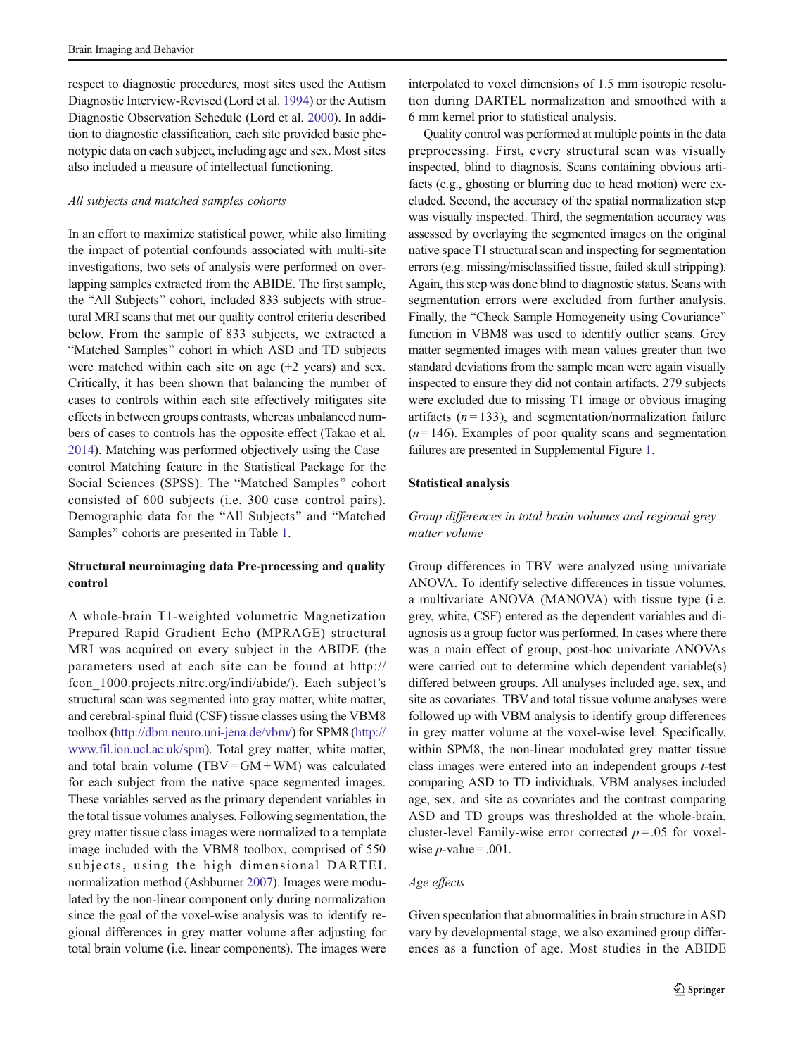respect to diagnostic procedures, most sites used the Autism Diagnostic Interview-Revised (Lord et al. 1994) or the Autism Diagnostic Observation Schedule (Lord et al. 2000). In addition to diagnostic classification, each site provided basic phenotypic data on each subject, including age and sex. Most sites also included a measure of intellectual functioning.

### *All subjects and matched samples cohorts*

In an effort to maximize statistical power, while also limiting the impact of potential confounds associated with multi-site investigations, two sets of analysis were performed on overlapping samples extracted from the ABIDE. The first sample, the "All Subjects" cohort, included 833 subjects with structural MRI scans that met our quality control criteria described below. From the sample of 833 subjects, we extracted a "Matched Samples" cohort in which ASD and TD subjects were matched within each site on age (±2 years) and sex. Critically, it has been shown that balancing the number of cases to controls within each site effectively mitigates site effects in between groups contrasts, whereas unbalanced numbers of cases to controls has the opposite effect (Takao et al. 2014). Matching was performed objectively using the Case–control Matching feature in the Statistical Package for the Social Sciences (SPSS). The "Matched Samples" cohort consisted of 600 subjects (i.e. 300 case–control pairs). Demographic data for the "All Subjects" and "Matched Samples" cohorts are presented in Table 1.

## Structural neuroimaging data Pre-processing and quality control

A whole-brain T1-weighted volumetric Magnetization Prepared Rapid Gradient Echo (MPRAGE) structural MRI was acquired on every subject in the ABIDE (the parameters used at each site can be found at http://fcon_1000.projects.nitrc.org/indi/abide/). Each subject's structural scan was segmented into gray matter, white matter, and cerebral-spinal fluid (CSF) tissue classes using the VBM8 toolbox (http://dbm.neuro.uni-jena.de/vbm/) for SPM8 (http://www.fil.ion.ucl.ac.uk/spm). Total grey matter, white matter, and total brain volume (TBV = GM + WM) was calculated for each subject from the native space segmented images. These variables served as the primary dependent variables in the total tissue volumes analyses. Following segmentation, the grey matter tissue class images were normalized to a template image included with the VBM8 toolbox, comprised of 550 subjects, using the high dimensional DARTEL normalization method (Ashburner 2007). Images were modulated by the non-linear component only during normalization since the goal of the voxel-wise analysis was to identify regional differences in grey matter volume after adjusting for total brain volume (i.e. linear components). The images were interpolated to voxel dimensions of 1.5 mm isotropic resolution during DARTEL normalization and smoothed with a 6 mm kernel prior to statistical analysis.

Quality control was performed at multiple points in the data preprocessing. First, every structural scan was visually inspected, blind to diagnosis. Scans containing obvious artifacts (e.g., ghosting or blurring due to head motion) were excluded. Second, the accuracy of the spatial normalization step was visually inspected. Third, the segmentation accuracy was assessed by overlaying the segmented images on the original native space T1 structural scan and inspecting for segmentation errors (e.g. missing/misclassified tissue, failed skull stripping). Again, this step was done blind to diagnostic status. Scans with segmentation errors were excluded from further analysis. Finally, the "Check Sample Homogeneity using Covariance" function in VBM8 was used to identify outlier scans. Grey matter segmented images with mean values greater than two standard deviations from the sample mean were again visually inspected to ensure they did not contain artifacts. 279 subjects were excluded due to missing T1 image or obvious imaging artifacts ($n = 133$), and segmentation/normalization failure ($n = 146$). Examples of poor quality scans and segmentation failures are presented in Supplemental Figure 1.

## Statistical analysis

### *Group differences in total brain volumes and regional grey matter volume*

Group differences in TBV were analyzed using univariate ANOVA. To identify selective differences in tissue volumes, a multivariate ANOVA (MANOVA) with tissue type (i.e. grey, white, CSF) entered as the dependent variables and diagnosis as a group factor was performed. In cases where there was a main effect of group, post-hoc univariate ANOVAs were carried out to determine which dependent variable(s) differed between groups. All analyses included age, sex, and site as covariates. TBV and total tissue volume analyses were followed up with VBM analysis to identify group differences in grey matter volume at the voxel-wise level. Specifically, within SPM8, the non-linear modulated grey matter tissue class images were entered into an independent groups *t*-test comparing ASD to TD individuals. VBM analyses included age, sex, and site as covariates and the contrast comparing ASD and TD groups was thresholded at the whole-brain, cluster-level Family-wise error corrected $p = .05$ for voxel-wise $p$-value $= .001$.

### *Age effects*

Given speculation that abnormalities in brain structure in ASD vary by developmental stage, we also examined group differences as a function of age. Most studies in the ABIDE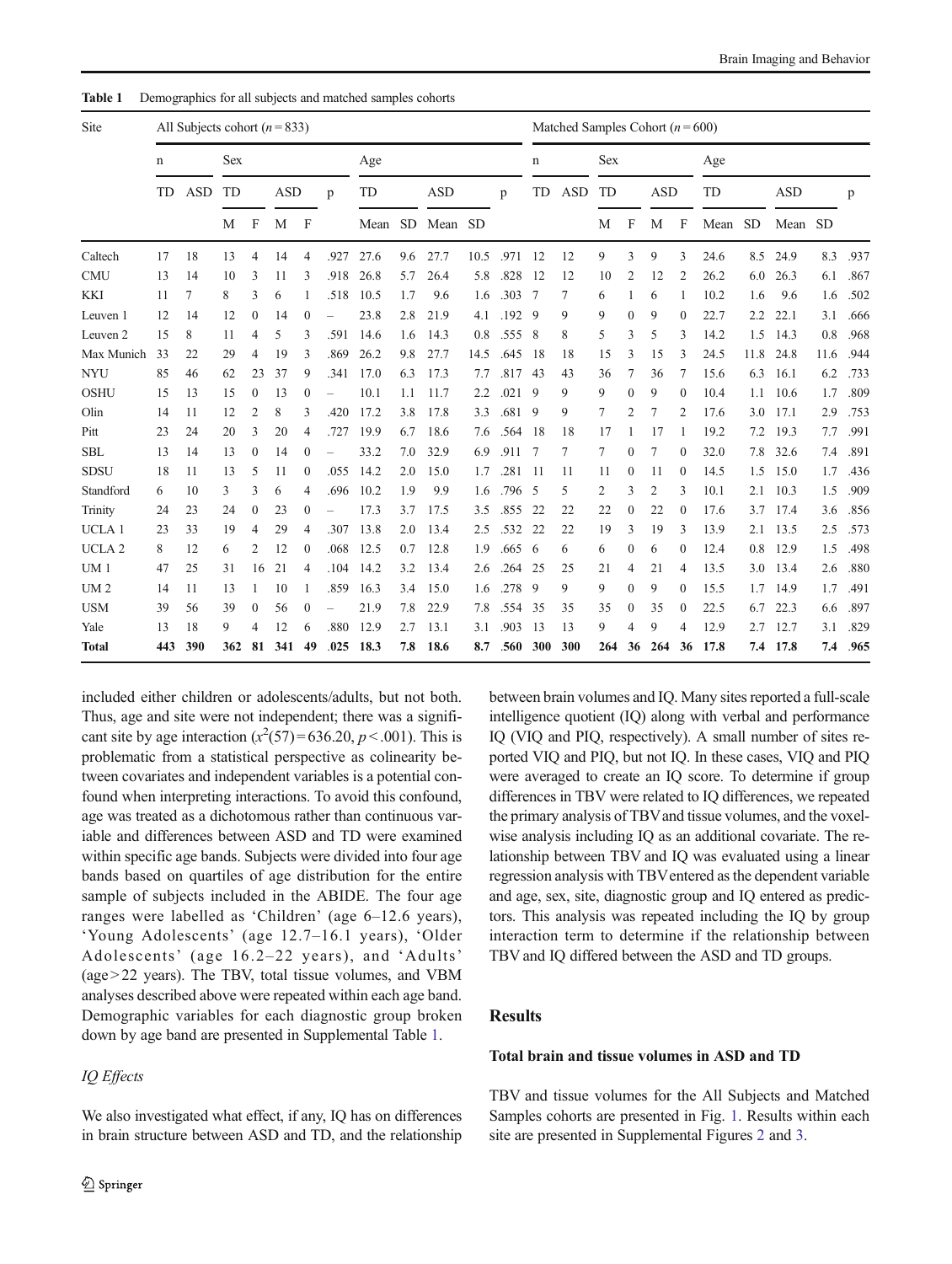**Table 1** Demographics for all subjects and matched samples cohorts

| Site | All Subjects cohort ($n = 833$) | | | | | | | | | | | | | | Matched Samples Cohort ($n = 600$) | | | | | | | | | | | | |
|---|---|---|---|---|---|---|---|---|---|---|---|---|---|---|---|---|---|---|---|---|---|---|---|---|---|---|---|
| | n | | Sex | | | | | Age | | | | | n | | Sex | | | | Age | | | | | | | | |
| | TD | ASD | TD | | ASD | | p | TD | | ASD | | p | TD | ASD | TD | | ASD | | TD | | ASD | | p | | | | |
| | | | M | F | M | F | | Mean | SD | Mean | SD | | | | M | F | M | F | Mean | SD | Mean | SD | | | | | |
| Caltech | 17 | 18 | 13 | 4 | 14 | 4 | .927 | 27.6 | 9.6 | 27.7 | 10.5 | .971 | 12 | 12 | 9 | 3 | 9 | 3 | 24.6 | 8.5 | 24.9 | 8.3 | .937 | | | | |
| CMU | 13 | 14 | 10 | 3 | 11 | 3 | .918 | 26.8 | 5.7 | 26.4 | 5.8 | .828 | 12 | 12 | 10 | 2 | 12 | 2 | 26.2 | 6.0 | 26.3 | 6.1 | .867 | | | | |
| KKI | 11 | 7 | 8 | 3 | 6 | 1 | .518 | 10.5 | 1.7 | 9.6 | 1.6 | .303 | 7 | 7 | 6 | 1 | 6 | 1 | 10.2 | 1.6 | 9.6 | 1.6 | .502 | | | | |
| Leuven 1 | 12 | 14 | 12 | 0 | 14 | 0 | – | 23.8 | 2.8 | 21.9 | 4.1 | .192 | 9 | 9 | 9 | 0 | 9 | 0 | 22.7 | 2.2 | 22.1 | 3.1 | .666 | | | | |
| Leuven 2 | 15 | 8 | 11 | 4 | 5 | 3 | .591 | 14.6 | 1.6 | 14.3 | 0.8 | .555 | 8 | 8 | 5 | 3 | 5 | 3 | 14.2 | 1.5 | 14.3 | 0.8 | .968 | | | | |
| Max Munich | 33 | 22 | 29 | 4 | 19 | 3 | .869 | 26.2 | 9.8 | 27.7 | 14.5 | .645 | 18 | 18 | 15 | 3 | 15 | 3 | 24.5 | 11.8 | 24.8 | 11.6 | .944 | | | | |
| NYU | 85 | 46 | 62 | 23 | 37 | 9 | .341 | 17.0 | 6.3 | 17.3 | 7.7 | .817 | 43 | 43 | 36 | 7 | 36 | 7 | 15.6 | 6.3 | 16.1 | 6.2 | .733 | | | | |
| OSHU | 15 | 13 | 15 | 0 | 13 | 0 | – | 10.1 | 1.1 | 11.7 | 2.2 | .021 | 9 | 9 | 9 | 0 | 9 | 0 | 10.4 | 1.1 | 10.6 | 1.7 | .809 | | | | |
| Olin | 14 | 11 | 12 | 2 | 8 | 3 | .420 | 17.2 | 3.8 | 17.8 | 3.3 | .681 | 9 | 9 | 7 | 2 | 7 | 2 | 17.6 | 3.0 | 17.1 | 2.9 | .753 | | | | |
| Pitt | 23 | 24 | 20 | 3 | 20 | 4 | .727 | 19.9 | 6.7 | 18.6 | 7.6 | .564 | 18 | 18 | 17 | 1 | 17 | 1 | 19.2 | 7.2 | 19.3 | 7.7 | .991 | | | | |
| SBL | 13 | 14 | 13 | 0 | 14 | 0 | – | 33.2 | 7.0 | 32.9 | 6.9 | .911 | 7 | 7 | 7 | 0 | 7 | 0 | 32.0 | 7.8 | 32.6 | 7.4 | .891 | | | | |
| SDSU | 18 | 11 | 13 | 5 | 11 | 0 | .055 | 14.2 | 2.0 | 15.0 | 1.7 | .281 | 11 | 11 | 11 | 0 | 11 | 0 | 14.5 | 1.5 | 15.0 | 1.7 | .436 | | | | |
| Standford | 6 | 10 | 3 | 3 | 6 | 4 | .696 | 10.2 | 1.9 | 9.9 | 1.6 | .796 | 5 | 5 | 2 | 3 | 2 | 3 | 10.1 | 2.1 | 10.3 | 1.5 | .909 | | | | |
| Trinity | 24 | 23 | 24 | 0 | 23 | 0 | – | 17.3 | 3.7 | 17.5 | 3.5 | .855 | 22 | 22 | 22 | 0 | 22 | 0 | 17.6 | 3.7 | 17.4 | 3.6 | .856 | | | | |
| UCLA 1 | 23 | 33 | 19 | 4 | 29 | 4 | .307 | 13.8 | 2.0 | 13.4 | 2.5 | .532 | 22 | 22 | 19 | 3 | 19 | 3 | 13.9 | 2.1 | 13.5 | 2.5 | .573 | | | | |
| UCLA 2 | 8 | 12 | 6 | 2 | 12 | 0 | .068 | 12.5 | 0.7 | 12.8 | 1.9 | .665 | 6 | 6 | 6 | 0 | 6 | 0 | 12.4 | 0.8 | 12.9 | 1.5 | .498 | | | | |
| UM 1 | 47 | 25 | 31 | 16 | 21 | 4 | .104 | 14.2 | 3.2 | 13.4 | 2.6 | .264 | 25 | 25 | 21 | 4 | 21 | 4 | 13.5 | 3.0 | 13.4 | 2.6 | .880 | | | | |
| UM 2 | 14 | 11 | 13 | 1 | 10 | 1 | .859 | 16.3 | 3.4 | 15.0 | 1.6 | .278 | 9 | 9 | 9 | 0 | 9 | 0 | 15.5 | 1.7 | 14.9 | 1.7 | .491 | | | | |
| USM | 39 | 56 | 39 | 0 | 56 | 0 | – | 21.9 | 7.8 | 22.9 | 7.8 | .554 | 35 | 35 | 35 | 0 | 35 | 0 | 22.5 | 6.7 | 22.3 | 6.6 | .897 | | | | |
| Yale | 13 | 18 | 9 | 4 | 12 | 6 | .880 | 12.9 | 2.7 | 13.1 | 3.1 | .903 | 13 | 13 | 9 | 4 | 9 | 4 | 12.9 | 2.7 | 12.7 | 3.1 | .829 | | | | |
| **Total** | **443** | **390** | **362** | **81** | **341** | **49** | **.025** | **18.3** | **7.8** | **18.6** | **8.7** | **.560** | **300** | **300** | **264** | **36** | **264** | **36** | **17.8** | **7.4** | **17.8** | **7.4** | **.965** | | | | |

included either children or adolescents/adults, but not both. Thus, age and site were not independent; there was a significant site by age interaction ($x^2(57) = 636.20$, $p < .001$). This is problematic from a statistical perspective as colinearity between covariates and independent variables is a potential confound when interpreting interactions. To avoid this confound, age was treated as a dichotomous rather than continuous variable and differences between ASD and TD were examined within specific age bands. Subjects were divided into four age bands based on quartiles of age distribution for the entire sample of subjects included in the ABIDE. The four age ranges were labelled as 'Children' (age 6–12.6 years), 'Young Adolescents' (age 12.7–16.1 years), 'Older Adolescents' (age 16.2–22 years), and 'Adults' (age > 22 years). The TBV, total tissue volumes, and VBM analyses described above were repeated within each age band. Demographic variables for each diagnostic group broken down by age band are presented in Supplemental Table 1.

*IQ Effects*

We also investigated what effect, if any, IQ has on differences in brain structure between ASD and TD, and the relationship between brain volumes and IQ. Many sites reported a full-scale intelligence quotient (IQ) along with verbal and performance IQ (VIQ and PIQ, respectively). A small number of sites reported VIQ and PIQ, but not IQ. In these cases, VIQ and PIQ were averaged to create an IQ score. To determine if group differences in TBV were related to IQ differences, we repeated the primary analysis of TBV and tissue volumes, and the voxel-wise analysis including IQ as an additional covariate. The relationship between TBV and IQ was evaluated using a linear regression analysis with TBV entered as the dependent variable and age, sex, site, diagnostic group and IQ entered as predictors. This analysis was repeated including the IQ by group interaction term to determine if the relationship between TBV and IQ differed between the ASD and TD groups.

## Results

### Total brain and tissue volumes in ASD and TD

TBV and tissue volumes for the All Subjects and Matched Samples cohorts are presented in Fig. 1. Results within each site are presented in Supplemental Figures 2 and 3.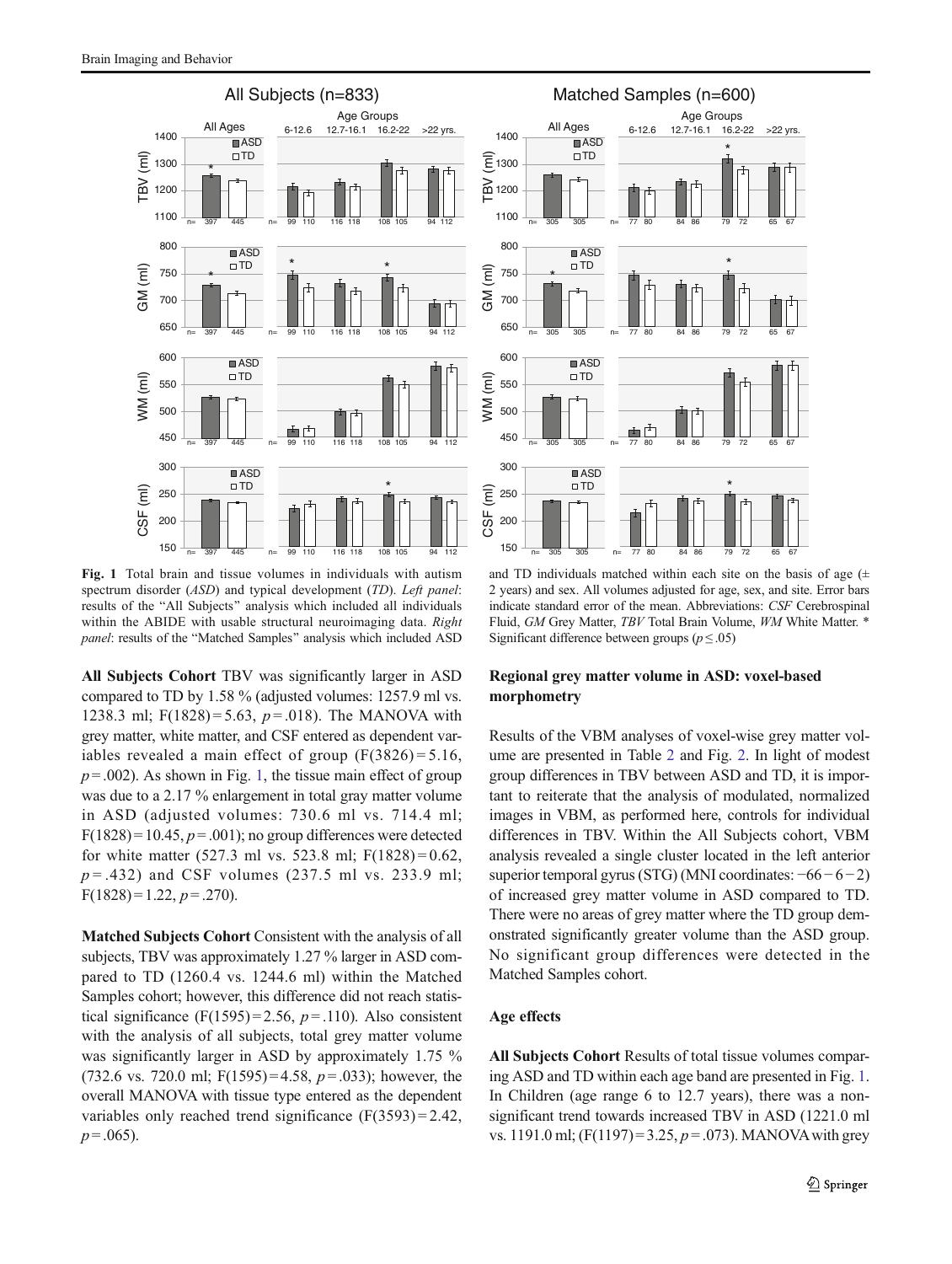**Fig. 1** Total brain and tissue volumes in individuals with autism spectrum disorder (*ASD*) and typical development (*TD*). *Left panel*: results of the "All Subjects" analysis which included all individuals within the ABIDE with usable structural neuroimaging data. *Right panel*: results of the "Matched Samples" analysis which included ASD and TD individuals matched within each site on the basis of age (± 2 years) and sex. All volumes adjusted for age, sex, and site. Error bars indicate standard error of the mean. Abbreviations: *CSF* Cerebrospinal Fluid, *GM* Grey Matter, *TBV* Total Brain Volume, *WM* White Matter. * Significant difference between groups ($p \leq .05$)

**All Subjects Cohort** TBV was significantly larger in ASD compared to TD by 1.58 % (adjusted volumes: 1257.9 ml vs. 1238.3 ml; $F(1828) = 5.63$, $p = .018$). The MANOVA with grey matter, white matter, and CSF entered as dependent variables revealed a main effect of group ($F(3826) = 5.16$, $p = .002$). As shown in Fig. 1, the tissue main effect of group was due to a 2.17 % enlargement in total gray matter volume in ASD (adjusted volumes: 730.6 ml vs. 714.4 ml; $F(1828) = 10.45$, $p = .001$); no group differences were detected for white matter (527.3 ml vs. 523.8 ml; $F(1828) = 0.62$, $p = .432$) and CSF volumes (237.5 ml vs. 233.9 ml; $F(1828) = 1.22$, $p = .270$).

**Matched Subjects Cohort** Consistent with the analysis of all subjects, TBV was approximately 1.27 % larger in ASD compared to TD (1260.4 vs. 1244.6 ml) within the Matched Samples cohort; however, this difference did not reach statistical significance ($F(1595) = 2.56$, $p = .110$). Also consistent with the analysis of all subjects, total grey matter volume was significantly larger in ASD by approximately 1.75 % (732.6 vs. 720.0 ml; $F(1595) = 4.58$, $p = .033$); however, the overall MANOVA with tissue type entered as the dependent variables only reached trend significance ($F(3593) = 2.42$, $p = .065$).

## Regional grey matter volume in ASD: voxel-based morphometry

Results of the VBM analyses of voxel-wise grey matter volume are presented in Table 2 and Fig. 2. In light of modest group differences in TBV between ASD and TD, it is important to reiterate that the analysis of modulated, normalized images in VBM, as performed here, controls for individual differences in TBV. Within the All Subjects cohort, VBM analysis revealed a single cluster located in the left anterior superior temporal gyrus (STG) (MNI coordinates: −66 −6 −2) of increased grey matter volume in ASD compared to TD. There were no areas of grey matter where the TD group demonstrated significantly greater volume than the ASD group. No significant group differences were detected in the Matched Samples cohort.

## Age effects

**All Subjects Cohort** Results of total tissue volumes comparing ASD and TD within each age band are presented in Fig. 1. In Children (age range 6 to 12.7 years), there was a non-significant trend towards increased TBV in ASD (1221.0 ml vs. 1191.0 ml; ($F(1197) = 3.25$, $p = .073$). MANOVA with grey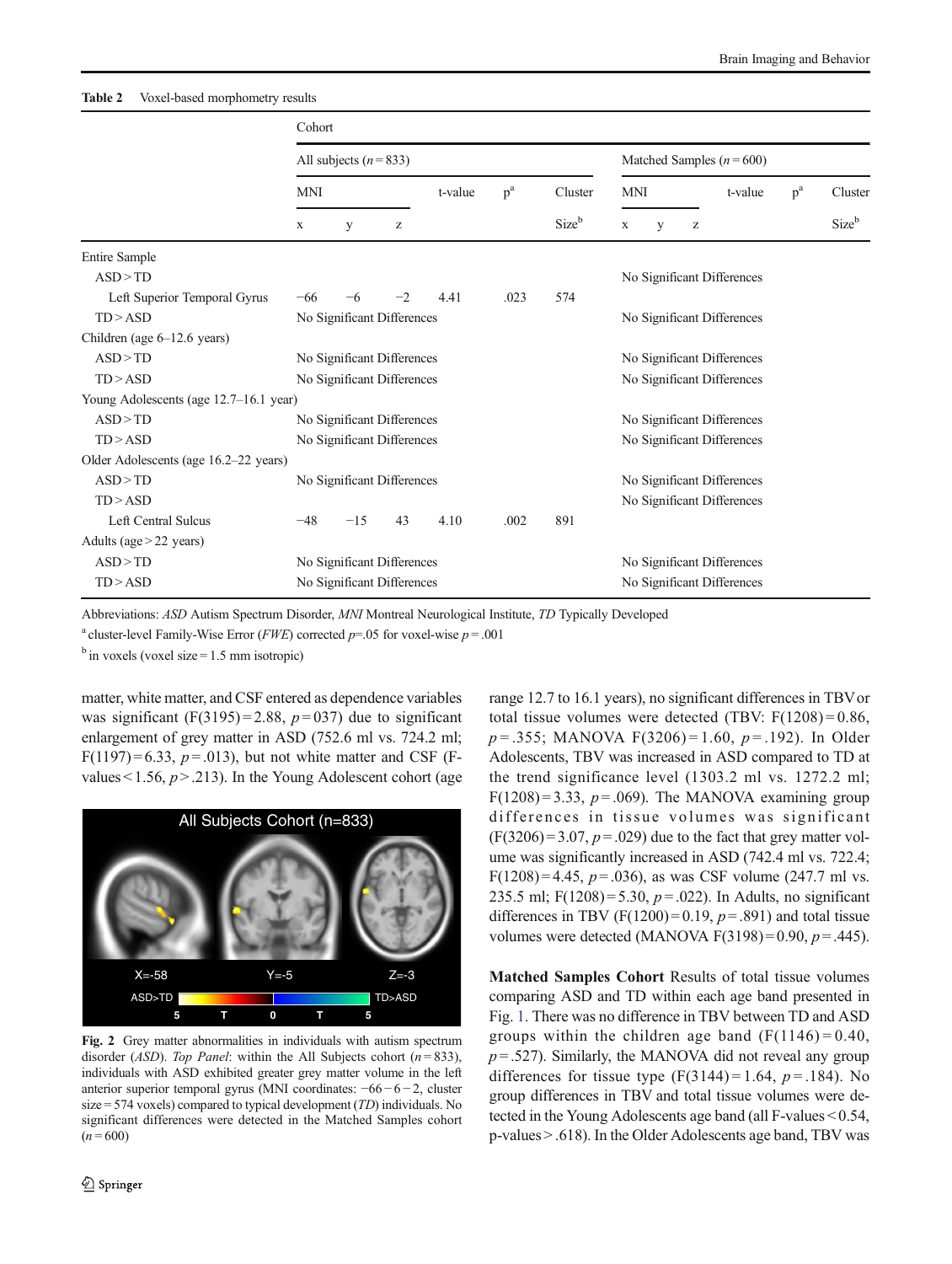**Table 2** Voxel-based morphometry results

| | Cohort | | | | | | | | | | | |
|---|---|---|---|---|---|---|---|---|---|---|---|---|
| | All subjects ($n = 833$) | | | | | | Matched Samples ($n = 600$) | | | | | |
| | MNI | | | t-value | p[a] | Cluster Size[b] | MNI | | | t-value | p[a] | Cluster Size[b] |
| | x | y | z | | | | x | y | z | | | |
| Entire Sample | | | | | | | | | | | | |
| ASD > TD | | | | | | | No Significant Differences | | | | | |
| Left Superior Temporal Gyrus | −66 | −6 | −2 | 4.41 | .023 | 574 | | | | | | |
| TD > ASD | No Significant Differences | | | | | | No Significant Differences | | | | | |
| Children (age 6–12.6 years) | | | | | | | | | | | | |
| ASD > TD | No Significant Differences | | | | | | No Significant Differences | | | | | |
| TD > ASD | No Significant Differences | | | | | | No Significant Differences | | | | | |
| Young Adolescents (age 12.7–16.1 year) | | | | | | | | | | | | |
| ASD > TD | No Significant Differences | | | | | | No Significant Differences | | | | | |
| TD > ASD | No Significant Differences | | | | | | No Significant Differences | | | | | |
| Older Adolescents (age 16.2–22 years) | | | | | | | | | | | | |
| ASD > TD | No Significant Differences | | | | | | No Significant Differences | | | | | |
| TD > ASD | | | | | | | No Significant Differences | | | | | |
| Left Central Sulcus | −48 | −15 | 43 | 4.10 | .002 | 891 | | | | | | |
| Adults (age > 22 years) | | | | | | | | | | | | |
| ASD > TD | No Significant Differences | | | | | | No Significant Differences | | | | | |
| TD > ASD | No Significant Differences | | | | | | No Significant Differences | | | | | |

Abbreviations: *ASD* Autism Spectrum Disorder, *MNI* Montreal Neurological Institute, *TD* Typically Developed

[a] cluster-level Family-Wise Error (*FWE*) corrected $p$=.05 for voxel-wise $p$ = .001

[b] in voxels (voxel size = 1.5 mm isotropic)

matter, white matter, and CSF entered as dependence variables was significant ($F(3195) = 2.88$, $p = 037$) due to significant enlargement of grey matter in ASD (752.6 ml vs. 724.2 ml; $F(1197) = 6.33$, $p = .013$), but not white matter and CSF (F-values < 1.56, $p > .213$). In the Young Adolescent cohort (age range 12.7 to 16.1 years), no significant differences in TBV or total tissue volumes were detected (TBV: $F(1208) = 0.86$, $p = .355$; MANOVA $F(3206) = 1.60$, $p = .192$). In Older Adolescents, TBV was increased in ASD compared to TD at the trend significance level (1303.2 ml vs. 1272.2 ml; $F(1208) = 3.33$, $p = .069$). The MANOVA examining group differences in tissue volumes was significant ($F(3206) = 3.07$, $p = .029$) due to the fact that grey matter volume was significantly increased in ASD (742.4 ml vs. 722.4; $F(1208) = 4.45$, $p = .036$), as was CSF volume (247.7 ml vs. 235.5 ml; $F(1208) = 5.30$, $p = .022$). In Adults, no significant differences in TBV ($F(1200) = 0.19$, $p = .891$) and total tissue volumes were detected (MANOVA $F(3198) = 0.90$, $p = .445$).

**Fig. 2** Grey matter abnormalities in individuals with autism spectrum disorder (*ASD*). *Top Panel*: within the All Subjects cohort ($n = 833$), individuals with ASD exhibited greater grey matter volume in the left anterior superior temporal gyrus (MNI coordinates: −66 −6 −2, cluster size = 574 voxels) compared to typical development (*TD*) individuals. No significant differences were detected in the Matched Samples cohort ($n = 600$)

**Matched Samples Cohort** Results of total tissue volumes comparing ASD and TD within each age band presented in Fig. 1. There was no difference in TBV between TD and ASD groups within the children age band ($F(1146) = 0.40$, $p = .527$). Similarly, the MANOVA did not reveal any group differences for tissue type ($F(3144) = 1.64$, $p = .184$). No group differences in TBV and total tissue volumes were detected in the Young Adolescents age band (all F-values < 0.54, p-values > .618). In the Older Adolescents age band, TBV was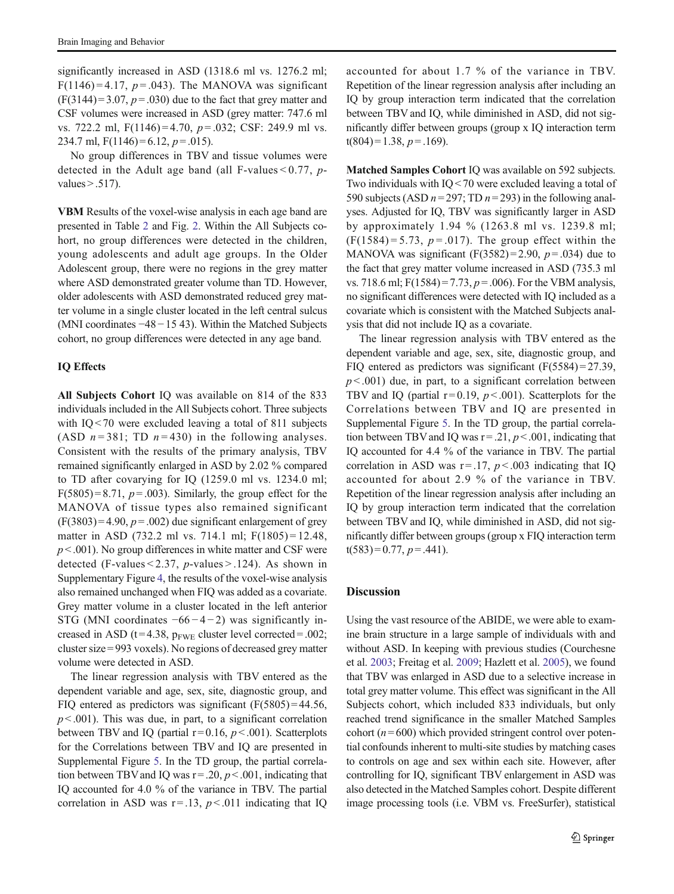significantly increased in ASD (1318.6 ml vs. 1276.2 ml; $F(1146)=4.17$, $p=.043$). The MANOVA was significant ($F(3144)=3.07$, $p=.030$) due to the fact that grey matter and CSF volumes were increased in ASD (grey matter: 747.6 ml vs. 722.2 ml, $F(1146)=4.70$, $p=.032$; CSF: 249.9 ml vs. 234.7 ml, $F(1146)=6.12$, $p=.015$).

No group differences in TBV and tissue volumes were detected in the Adult age band (all F-values < 0.77, p-values > .517).

**VBM** Results of the voxel-wise analysis in each age band are presented in Table 2 and Fig. 2. Within the All Subjects cohort, no group differences were detected in the children, young adolescents and adult age groups. In the Older Adolescent group, there were no regions in the grey matter where ASD demonstrated greater volume than TD. However, older adolescents with ASD demonstrated reduced grey matter volume in a single cluster located in the left central sulcus (MNI coordinates −48 −15 43). Within the Matched Subjects cohort, no group differences were detected in any age band.

### IQ Effects

**All Subjects Cohort** IQ was available on 814 of the 833 individuals included in the All Subjects cohort. Three subjects with IQ < 70 were excluded leaving a total of 811 subjects (ASD $n=381$; TD $n=430$) in the following analyses. Consistent with the results of the primary analysis, TBV remained significantly enlarged in ASD by 2.02 % compared to TD after covarying for IQ (1259.0 ml vs. 1234.0 ml; $F(5805)=8.71$, $p=.003$). Similarly, the group effect for the MANOVA of tissue types also remained significant ($F(3803)=4.90$, $p=.002$) due significant enlargement of grey matter in ASD (732.2 ml vs. 714.1 ml; $F(1805)=12.48$, $p<.001$). No group differences in white matter and CSF were detected (F-values < 2.37, p-values > .124). As shown in Supplementary Figure 4, the results of the voxel-wise analysis also remained unchanged when FIQ was added as a covariate. Grey matter volume in a cluster located in the left anterior STG (MNI coordinates −66 −4 −2) was significantly increased in ASD ($t=4.38$, $p_{FWE}$ cluster level corrected = .002; cluster size = 993 voxels). No regions of decreased grey matter volume were detected in ASD.

The linear regression analysis with TBV entered as the dependent variable and age, sex, site, diagnostic group, and FIQ entered as predictors was significant ($F(5805)=44.56$, $p<.001$). This was due, in part, to a significant correlation between TBV and IQ (partial $r=0.16$, $p<.001$). Scatterplots for the Correlations between TBV and IQ are presented in Supplemental Figure 5. In the TD group, the partial correlation between TBV and IQ was $r=.20$, $p<.001$, indicating that IQ accounted for 4.0 % of the variance in TBV. The partial correlation in ASD was $r=.13$, $p<.011$ indicating that IQ accounted for about 1.7 % of the variance in TBV. Repetition of the linear regression analysis after including an IQ by group interaction term indicated that the correlation between TBV and IQ, while diminished in ASD, did not significantly differ between groups (group x IQ interaction term $t(804)=1.38$, $p=.169$).

**Matched Samples Cohort** IQ was available on 592 subjects. Two individuals with IQ < 70 were excluded leaving a total of 590 subjects (ASD $n=297$; TD $n=293$) in the following analyses. Adjusted for IQ, TBV was significantly larger in ASD by approximately 1.94 % (1263.8 ml vs. 1239.8 ml; ($F(1584)=5.73$, $p=.017$). The group effect within the MANOVA was significant ($F(3582)=2.90$, $p=.034$) due to the fact that grey matter volume increased in ASD (735.3 ml vs. 718.6 ml; $F(1584)=7.73$, $p=.006$). For the VBM analysis, no significant differences were detected with IQ included as a covariate which is consistent with the Matched Subjects analysis that did not include IQ as a covariate.

The linear regression analysis with TBV entered as the dependent variable and age, sex, site, diagnostic group, and FIQ entered as predictors was significant ($F(5584)=27.39$, $p<.001$) due, in part, to a significant correlation between TBV and IQ (partial $r=0.19$, $p<.001$). Scatterplots for the Correlations between TBV and IQ are presented in Supplemental Figure 5. In the TD group, the partial correlation between TBV and IQ was $r=.21$, $p<.001$, indicating that IQ accounted for 4.4 % of the variance in TBV. The partial correlation in ASD was $r=.17$, $p<.003$ indicating that IQ accounted for about 2.9 % of the variance in TBV. Repetition of the linear regression analysis after including an IQ by group interaction term indicated that the correlation between TBV and IQ, while diminished in ASD, did not significantly differ between groups (group x FIQ interaction term $t(583)=0.77$, $p=.441$).

## Discussion

Using the vast resource of the ABIDE, we were able to examine brain structure in a large sample of individuals with and without ASD. In keeping with previous studies (Courchesne et al. 2003; Freitag et al. 2009; Hazlett et al. 2005), we found that TBV was enlarged in ASD due to a selective increase in total grey matter volume. This effect was significant in the All Subjects cohort, which included 833 individuals, but only reached trend significance in the smaller Matched Samples cohort ($n=600$) which provided stringent control over potential confounds inherent to multi-site studies by matching cases to controls on age and sex within each site. However, after controlling for IQ, significant TBV enlargement in ASD was also detected in the Matched Samples cohort. Despite different image processing tools (i.e. VBM vs. FreeSurfer), statistical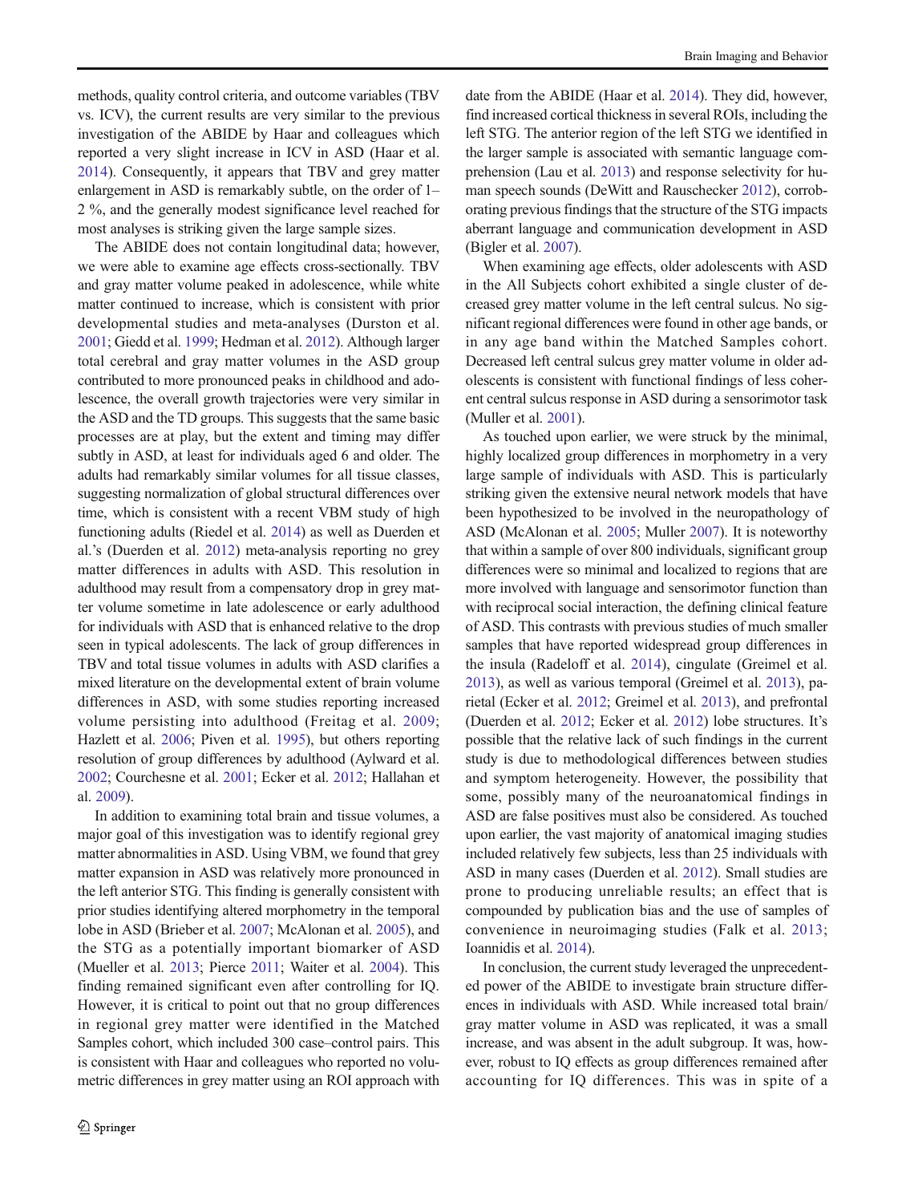methods, quality control criteria, and outcome variables (TBV vs. ICV), the current results are very similar to the previous investigation of the ABIDE by Haar and colleagues which reported a very slight increase in ICV in ASD (Haar et al. 2014). Consequently, it appears that TBV and grey matter enlargement in ASD is remarkably subtle, on the order of 1–2 %, and the generally modest significance level reached for most analyses is striking given the large sample sizes.

The ABIDE does not contain longitudinal data; however, we were able to examine age effects cross-sectionally. TBV and gray matter volume peaked in adolescence, while white matter continued to increase, which is consistent with prior developmental studies and meta-analyses (Durston et al. 2001; Giedd et al. 1999; Hedman et al. 2012). Although larger total cerebral and gray matter volumes in the ASD group contributed to more pronounced peaks in childhood and adolescence, the overall growth trajectories were very similar in the ASD and the TD groups. This suggests that the same basic processes are at play, but the extent and timing may differ subtly in ASD, at least for individuals aged 6 and older. The adults had remarkably similar volumes for all tissue classes, suggesting normalization of global structural differences over time, which is consistent with a recent VBM study of high functioning adults (Riedel et al. 2014) as well as Duerden et al.'s (Duerden et al. 2012) meta-analysis reporting no grey matter differences in adults with ASD. This resolution in adulthood may result from a compensatory drop in grey matter volume sometime in late adolescence or early adulthood for individuals with ASD that is enhanced relative to the drop seen in typical adolescents. The lack of group differences in TBV and total tissue volumes in adults with ASD clarifies a mixed literature on the developmental extent of brain volume differences in ASD, with some studies reporting increased volume persisting into adulthood (Freitag et al. 2009; Hazlett et al. 2006; Piven et al. 1995), but others reporting resolution of group differences by adulthood (Aylward et al. 2002; Courchesne et al. 2001; Ecker et al. 2012; Hallahan et al. 2009).

In addition to examining total brain and tissue volumes, a major goal of this investigation was to identify regional grey matter abnormalities in ASD. Using VBM, we found that grey matter expansion in ASD was relatively more pronounced in the left anterior STG. This finding is generally consistent with prior studies identifying altered morphometry in the temporal lobe in ASD (Brieber et al. 2007; McAlonan et al. 2005), and the STG as a potentially important biomarker of ASD (Mueller et al. 2013; Pierce 2011; Waiter et al. 2004). This finding remained significant even after controlling for IQ. However, it is critical to point out that no group differences in regional grey matter were identified in the Matched Samples cohort, which included 300 case–control pairs. This is consistent with Haar and colleagues who reported no volumetric differences in grey matter using an ROI approach with date from the ABIDE (Haar et al. 2014). They did, however, find increased cortical thickness in several ROIs, including the left STG. The anterior region of the left STG we identified in the larger sample is associated with semantic language comprehension (Lau et al. 2013) and response selectivity for human speech sounds (DeWitt and Rauschecker 2012), corroborating previous findings that the structure of the STG impacts aberrant language and communication development in ASD (Bigler et al. 2007).

When examining age effects, older adolescents with ASD in the All Subjects cohort exhibited a single cluster of decreased grey matter volume in the left central sulcus. No significant regional differences were found in other age bands, or in any age band within the Matched Samples cohort. Decreased left central sulcus grey matter volume in older adolescents is consistent with functional findings of less coherent central sulcus response in ASD during a sensorimotor task (Muller et al. 2001).

As touched upon earlier, we were struck by the minimal, highly localized group differences in morphometry in a very large sample of individuals with ASD. This is particularly striking given the extensive neural network models that have been hypothesized to be involved in the neuropathology of ASD (McAlonan et al. 2005; Muller 2007). It is noteworthy that within a sample of over 800 individuals, significant group differences were so minimal and localized to regions that are more involved with language and sensorimotor function than with reciprocal social interaction, the defining clinical feature of ASD. This contrasts with previous studies of much smaller samples that have reported widespread group differences in the insula (Radeloff et al. 2014), cingulate (Greimel et al. 2013), as well as various temporal (Greimel et al. 2013), parietal (Ecker et al. 2012; Greimel et al. 2013), and prefrontal (Duerden et al. 2012; Ecker et al. 2012) lobe structures. It's possible that the relative lack of such findings in the current study is due to methodological differences between studies and symptom heterogeneity. However, the possibility that some, possibly many of the neuroanatomical findings in ASD are false positives must also be considered. As touched upon earlier, the vast majority of anatomical imaging studies included relatively few subjects, less than 25 individuals with ASD in many cases (Duerden et al. 2012). Small studies are prone to producing unreliable results; an effect that is compounded by publication bias and the use of samples of convenience in neuroimaging studies (Falk et al. 2013; Ioannidis et al. 2014).

In conclusion, the current study leveraged the unprecedented power of the ABIDE to investigate brain structure differences in individuals with ASD. While increased total brain/gray matter volume in ASD was replicated, it was a small increase, and was absent in the adult subgroup. It was, however, robust to IQ effects as group differences remained after accounting for IQ differences. This was in spite of a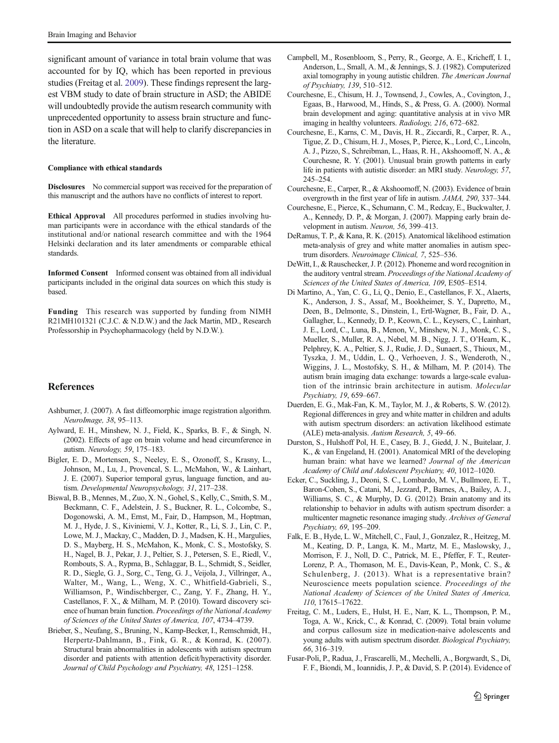significant amount of variance in total brain volume that was accounted for by IQ, which has been reported in previous studies (Freitag et al. 2009). These findings represent the largest VBM study to date of brain structure in ASD; the ABIDE will undoubtedly provide the autism research community with unprecedented opportunity to assess brain structure and function in ASD on a scale that will help to clarify discrepancies in the literature.

#### Compliance with ethical standards

**Disclosures** No commercial support was received for the preparation of this manuscript and the authors have no conflicts of interest to report.

**Ethical Approval** All procedures performed in studies involving human participants were in accordance with the ethical standards of the institutional and/or national research committee and with the 1964 Helsinki declaration and its later amendments or comparable ethical standards.

**Informed Consent** Informed consent was obtained from all individual participants included in the original data sources on which this study is based.

**Funding** This research was supported by funding from NIMH R21MH101321 (C.J.C. & N.D.W.) and the Jack Martin, MD., Research Professorship in Psychopharmacology (held by N.D.W.).

## References

Ashburner, J. (2007). A fast diffeomorphic image registration algorithm. *NeuroImage, 38*, 95–113.

Aylward, E. H., Minshew, N. J., Field, K., Sparks, B. F., & Singh, N. (2002). Effects of age on brain volume and head circumference in autism. *Neurology, 59*, 175–183.

Bigler, E. D., Mortensen, S., Neeley, E. S., Ozonoff, S., Krasny, L., Johnson, M., Lu, J., Provencal, S. L., McMahon, W., & Lainhart, J. E. (2007). Superior temporal gyrus, language function, and autism. *Developmental Neuropsychology, 31*, 217–238.

Biswal, B. B., Mennes, M., Zuo, X. N., Gohel, S., Kelly, C., Smith, S. M., Beckmann, C. F., Adelstein, J. S., Buckner, R. L., Colcombe, S., Dogonowski, A. M., Ernst, M., Fair, D., Hampson, M., Hoptman, M. J., Hyde, J. S., Kiviniemi, V. J., Kotter, R., Li, S. J., Lin, C. P., Lowe, M. J., Mackay, C., Madden, D. J., Madsen, K. H., Margulies, D. S., Mayberg, H. S., McMahon, K., Monk, C. S., Mostofsky, S. H., Nagel, B. J., Pekar, J. J., Peltier, S. J., Petersen, S. E., Riedl, V., Rombouts, S. A., Rypma, B., Schlaggar, B. L., Schmidt, S., Seidler, R. D., Siegle, G. J., Sorg, C., Teng, G. J., Veijola, J., Villringer, A., Walter, M., Wang, L., Weng, X. C., Whitfield-Gabrieli, S., Williamson, P., Windischberger, C., Zang, Y. F., Zhang, H. Y., Castellanos, F. X., & Milham, M. P. (2010). Toward discovery science of human brain function. *Proceedings of the National Academy of Sciences of the United States of America, 107*, 4734–4739.

Brieber, S., Neufang, S., Bruning, N., Kamp-Becker, I., Remschmidt, H., Herpertz-Dahlmann, B., Fink, G. R., & Konrad, K. (2007). Structural brain abnormalities in adolescents with autism spectrum disorder and patients with attention deficit/hyperactivity disorder. *Journal of Child Psychology and Psychiatry, 48*, 1251–1258.

Campbell, M., Rosenbloom, S., Perry, R., George, A. E., Kricheff, I. I., Anderson, L., Small, A. M., & Jennings, S. J. (1982). Computerized axial tomography in young autistic children. *The American Journal of Psychiatry, 139*, 510–512.

Courchesne, E., Chisum, H. J., Townsend, J., Cowles, A., Covington, J., Egaas, B., Harwood, M., Hinds, S., & Press, G. A. (2000). Normal brain development and aging: quantitative analysis at in vivo MR imaging in healthy volunteers. *Radiology, 216*, 672–682.

Courchesne, E., Karns, C. M., Davis, H. R., Ziccardi, R., Carper, R. A., Tigue, Z. D., Chisum, H. J., Moses, P., Pierce, K., Lord, C., Lincoln, A. J., Pizzo, S., Schreibman, L., Haas, R. H., Akshoomoff, N. A., & Courchesne, R. Y. (2001). Unusual brain growth patterns in early life in patients with autistic disorder: an MRI study. *Neurology, 57*, 245–254.

Courchesne, E., Carper, R., & Akshoomoff, N. (2003). Evidence of brain overgrowth in the first year of life in autism. *JAMA, 290*, 337–344.

Courchesne, E., Pierce, K., Schumann, C. M., Redcay, E., Buckwalter, J. A., Kennedy, D. P., & Morgan, J. (2007). Mapping early brain development in autism. *Neuron, 56*, 399–413.

DeRamus, T. P., & Kana, R. K. (2015). Anatomical likelihood estimation meta-analysis of grey and white matter anomalies in autism spectrum disorders. *Neuroimage Clinical, 7*, 525–536.

DeWitt, I., & Rauschecker, J. P. (2012). Phoneme and word recognition in the auditory ventral stream. *Proceedings of the National Academy of Sciences of the United States of America, 109*, E505–E514.

Di Martino, A., Yan, C. G., Li, Q., Denio, E., Castellanos, F. X., Alaerts, K., Anderson, J. S., Assaf, M., Bookheimer, S. Y., Dapretto, M., Deen, B., Delmonte, S., Dinstein, I., Ertl-Wagner, B., Fair, D. A., Gallagher, L., Kennedy, D. P., Keown, C. L., Keysers, C., Lainhart, J. E., Lord, C., Luna, B., Menon, V., Minshew, N. J., Monk, C. S., Mueller, S., Muller, R. A., Nebel, M. B., Nigg, J. T., O'Hearn, K., Pelphrey, K. A., Peltier, S. J., Rudie, J. D., Sunaert, S., Thioux, M., Tyszka, J. M., Uddin, L. Q., Verhoeven, J. S., Wenderoth, N., Wiggins, J. L., Mostofsky, S. H., & Milham, M. P. (2014). The autism brain imaging data exchange: towards a large-scale evaluation of the intrinsic brain architecture in autism. *Molecular Psychiatry, 19*, 659–667.

Duerden, E. G., Mak-Fan, K. M., Taylor, M. J., & Roberts, S. W. (2012). Regional differences in grey and white matter in children and adults with autism spectrum disorders: an activation likelihood estimate (ALE) meta-analysis. *Autism Research, 5*, 49–66.

Durston, S., Hulshoff Pol, H. E., Casey, B. J., Giedd, J. N., Buitelaar, J. K., & van Engeland, H. (2001). Anatomical MRI of the developing human brain: what have we learned? *Journal of the American Academy of Child and Adolescent Psychiatry, 40*, 1012–1020.

Ecker, C., Suckling, J., Deoni, S. C., Lombardo, M. V., Bullmore, E. T., Baron-Cohen, S., Catani, M., Jezzard, P., Barnes, A., Bailey, A. J., Williams, S. C., & Murphy, D. G. (2012). Brain anatomy and its relationship to behavior in adults with autism spectrum disorder: a multicenter magnetic resonance imaging study. *Archives of General Psychiatry, 69*, 195–209.

Falk, E. B., Hyde, L. W., Mitchell, C., Faul, J., Gonzalez, R., Heitzeg, M. M., Keating, D. P., Langa, K. M., Martz, M. E., Maslowsky, J., Morrison, F. J., Noll, D. C., Patrick, M. E., Pfeffer, F. T., Reuter-Lorenz, P. A., Thomason, M. E., Davis-Kean, P., Monk, C. S., & Schulenberg, J. (2013). What is a representative brain? Neuroscience meets population science. *Proceedings of the National Academy of Sciences of the United States of America, 110*, 17615–17622.

Freitag, C. M., Luders, E., Hulst, H. E., Narr, K. L., Thompson, P. M., Toga, A. W., Krick, C., & Konrad, C. (2009). Total brain volume and corpus callosum size in medication-naive adolescents and young adults with autism spectrum disorder. *Biological Psychiatry, 66*, 316–319.

Fusar-Poli, P., Radua, J., Frascarelli, M., Mechelli, A., Borgwardt, S., Di, F. F., Biondi, M., Ioannidis, J. P., & David, S. P. (2014). Evidence of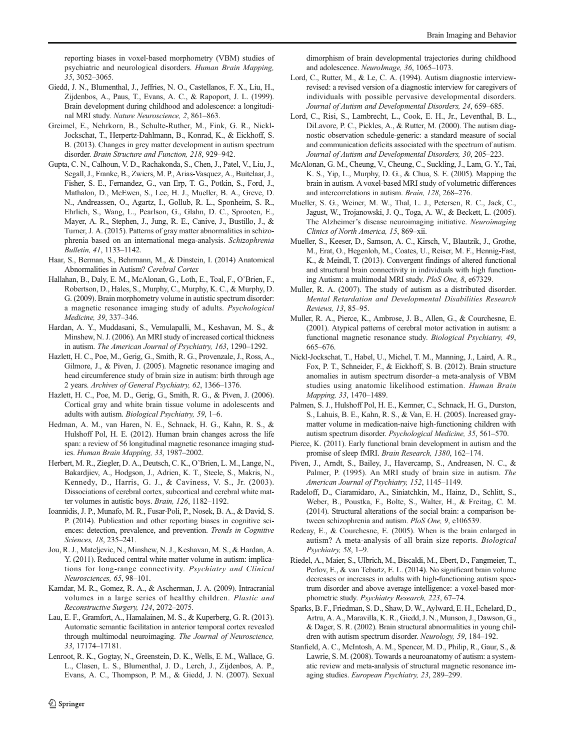reporting biases in voxel-based morphometry (VBM) studies of psychiatric and neurological disorders. *Human Brain Mapping, 35*, 3052–3065.

Giedd, J. N., Blumenthal, J., Jeffries, N. O., Castellanos, F. X., Liu, H., Zijdenbos, A., Paus, T., Evans, A. C., & Rapoport, J. L. (1999). Brain development during childhood and adolescence: a longitudinal MRI study. *Nature Neuroscience, 2*, 861–863.

Greimel, E., Nehrkorn, B., Schulte-Ruther, M., Fink, G. R., Nickl-Jockschat, T., Herpertz-Dahlmann, B., Konrad, K., & Eickhoff, S. B. (2013). Changes in grey matter development in autism spectrum disorder. *Brain Structure and Function, 218*, 929–942.

Gupta, C. N., Calhoun, V. D., Rachakonda, S., Chen, J., Patel, V., Liu, J., Segall, J., Franke, B., Zwiers, M. P., Arias-Vasquez, A., Buitelaar, J., Fisher, S. E., Fernandez, G., van Erp, T. G., Potkin, S., Ford, J., Mathalon, D., McEwen, S., Lee, H. J., Mueller, B. A., Greve, D. N., Andreassen, O., Agartz, I., Gollub, R. L., Sponheim, S. R., Ehrlich, S., Wang, L., Pearlson, G., Glahn, D. C., Sprooten, E., Mayer, A. R., Stephen, J., Jung, R. E., Canive, J., Bustillo, J., & Turner, J. A. (2015). Patterns of gray matter abnormalities in schizophrenia based on an international mega-analysis. *Schizophrenia Bulletin, 41*, 1133–1142.

Haar, S., Berman, S., Behrmann, M., & Dinstein, I. (2014) Anatomical Abnormalities in Autism? *Cerebral Cortex*

Hallahan, B., Daly, E. M., McAlonan, G., Loth, E., Toal, F., O'Brien, F., Robertson, D., Hales, S., Murphy, C., Murphy, K. C., & Murphy, D. G. (2009). Brain morphometry volume in autistic spectrum disorder: a magnetic resonance imaging study of adults. *Psychological Medicine, 39*, 337–346.

Hardan, A. Y., Muddasani, S., Vemulapalli, M., Keshavan, M. S., & Minshew, N. J. (2006). An MRI study of increased cortical thickness in autism. *The American Journal of Psychiatry, 163*, 1290–1292.

Hazlett, H. C., Poe, M., Gerig, G., Smith, R. G., Provenzale, J., Ross, A., Gilmore, J., & Piven, J. (2005). Magnetic resonance imaging and head circumference study of brain size in autism: birth through age 2 years. *Archives of General Psychiatry, 62*, 1366–1376.

Hazlett, H. C., Poe, M. D., Gerig, G., Smith, R. G., & Piven, J. (2006). Cortical gray and white brain tissue volume in adolescents and adults with autism. *Biological Psychiatry, 59*, 1–6.

Hedman, A. M., van Haren, N. E., Schnack, H. G., Kahn, R. S., & Hulshoff Pol, H. E. (2012). Human brain changes across the life span: a review of 56 longitudinal magnetic resonance imaging studies. *Human Brain Mapping, 33*, 1987–2002.

Herbert, M. R., Ziegler, D. A., Deutsch, C. K., O'Brien, L. M., Lange, N., Bakardjiev, A., Hodgson, J., Adrien, K. T., Steele, S., Makris, N., Kennedy, D., Harris, G. J., & Caviness, V. S., Jr. (2003). Dissociations of cerebral cortex, subcortical and cerebral white matter volumes in autistic boys. *Brain, 126*, 1182–1192.

Ioannidis, J. P., Munafo, M. R., Fusar-Poli, P., Nosek, B. A., & David, S. P. (2014). Publication and other reporting biases in cognitive sciences: detection, prevalence, and prevention. *Trends in Cognitive Sciences, 18*, 235–241.

Jou, R. J., Mateljevic, N., Minshew, N. J., Keshavan, M. S., & Hardan, A. Y. (2011). Reduced central white matter volume in autism: implications for long-range connectivity. *Psychiatry and Clinical Neurosciences, 65*, 98–101.

Kamdar, M. R., Gomez, R. A., & Ascherman, J. A. (2009). Intracranial volumes in a large series of healthy children. *Plastic and Reconstructive Surgery, 124*, 2072–2075.

Lau, E. F., Gramfort, A., Hamalainen, M. S., & Kuperberg, G. R. (2013). Automatic semantic facilitation in anterior temporal cortex revealed through multimodal neuroimaging. *The Journal of Neuroscience, 33*, 17174–17181.

Lenroot, R. K., Gogtay, N., Greenstein, D. K., Wells, E. M., Wallace, G. L., Clasen, L. S., Blumenthal, J. D., Lerch, J., Zijdenbos, A. P., Evans, A. C., Thompson, P. M., & Giedd, J. N. (2007). Sexual dimorphism of brain developmental trajectories during childhood and adolescence. *NeuroImage, 36*, 1065–1073.

Lord, C., Rutter, M., & Le, C. A. (1994). Autism diagnostic interview-revised: a revised version of a diagnostic interview for caregivers of individuals with possible pervasive developmental disorders. *Journal of Autism and Developmental Disorders, 24*, 659–685.

Lord, C., Risi, S., Lambrecht, L., Cook, E. H., Jr., Leventhal, B. L., DiLavore, P. C., Pickles, A., & Rutter, M. (2000). The autism diagnostic observation schedule-generic: a standard measure of social and communication deficits associated with the spectrum of autism. *Journal of Autism and Developmental Disorders, 30*, 205–223.

McAlonan, G. M., Cheung, V., Cheung, C., Suckling, J., Lam, G. Y., Tai, K. S., Yip, L., Murphy, D. G., & Chua, S. E. (2005). Mapping the brain in autism. A voxel-based MRI study of volumetric differences and intercorrelations in autism. *Brain, 128*, 268–276.

Mueller, S. G., Weiner, M. W., Thal, L. J., Petersen, R. C., Jack, C., Jagust, W., Trojanowski, J. Q., Toga, A. W., & Beckett, L. (2005). The Alzheimer's disease neuroimaging initiative. *Neuroimaging Clinics of North America, 15*, 869–xii.

Mueller, S., Keeser, D., Samson, A. C., Kirsch, V., Blautzik, J., Grothe, M., Erat, O., Hegenloh, M., Coates, U., Reiser, M. F., Hennig-Fast, K., & Meindl, T. (2013). Convergent findings of altered functional and structural brain connectivity in individuals with high functioning Autism: a multimodal MRI study. *PloS One, 8*, e67329.

Muller, R. A. (2007). The study of autism as a distributed disorder. *Mental Retardation and Developmental Disabilities Research Reviews, 13*, 85–95.

Muller, R. A., Pierce, K., Ambrose, J. B., Allen, G., & Courchesne, E. (2001). Atypical patterns of cerebral motor activation in autism: a functional magnetic resonance study. *Biological Psychiatry, 49*, 665–676.

Nickl-Jockschat, T., Habel, U., Michel, T. M., Manning, J., Laird, A. R., Fox, P. T., Schneider, F., & Eickhoff, S. B. (2012). Brain structure anomalies in autism spectrum disorder–a meta-analysis of VBM studies using anatomic likelihood estimation. *Human Brain Mapping, 33*, 1470–1489.

Palmen, S. J., Hulshoff Pol, H. E., Kemner, C., Schnack, H. G., Durston, S., Lahuis, B. E., Kahn, R. S., & Van, E. H. (2005). Increased gray-matter volume in medication-naive high-functioning children with autism spectrum disorder. *Psychological Medicine, 35*, 561–570.

Pierce, K. (2011). Early functional brain development in autism and the promise of sleep fMRI. *Brain Research, 1380*, 162–174.

Piven, J., Arndt, S., Bailey, J., Havercamp, S., Andreasen, N. C., & Palmer, P. (1995). An MRI study of brain size in autism. *The American Journal of Psychiatry, 152*, 1145–1149.

Radeloff, D., Ciaramidaro, A., Siniatchkin, M., Hainz, D., Schlitt, S., Weber, B., Poustka, F., Bolte, S., Walter, H., & Freitag, C. M. (2014). Structural alterations of the social brain: a comparison between schizophrenia and autism. *PloS One, 9*, e106539.

Redcay, E., & Courchesne, E. (2005). When is the brain enlarged in autism? A meta-analysis of all brain size reports. *Biological Psychiatry, 58*, 1–9.

Riedel, A., Maier, S., Ulbrich, M., Biscaldi, M., Ebert, D., Fangmeier, T., Perlov, E., & van Tebartz, E. L. (2014). No significant brain volume decreases or increases in adults with high-functioning autism spectrum disorder and above average intelligence: a voxel-based morphometric study. *Psychiatry Research, 223*, 67–74.

Sparks, B. F., Friedman, S. D., Shaw, D. W., Aylward, E. H., Echelard, D., Artru, A. A., Maravilla, K. R., Giedd, J. N., Munson, J., Dawson, G., & Dager, S. R. (2002). Brain structural abnormalities in young children with autism spectrum disorder. *Neurology, 59*, 184–192.

Stanfield, A. C., McIntosh, A. M., Spencer, M. D., Philip, R., Gaur, S., & Lawrie, S. M. (2008). Towards a neuroanatomy of autism: a systematic review and meta-analysis of structural magnetic resonance imaging studies. *European Psychiatry, 23*, 289–299.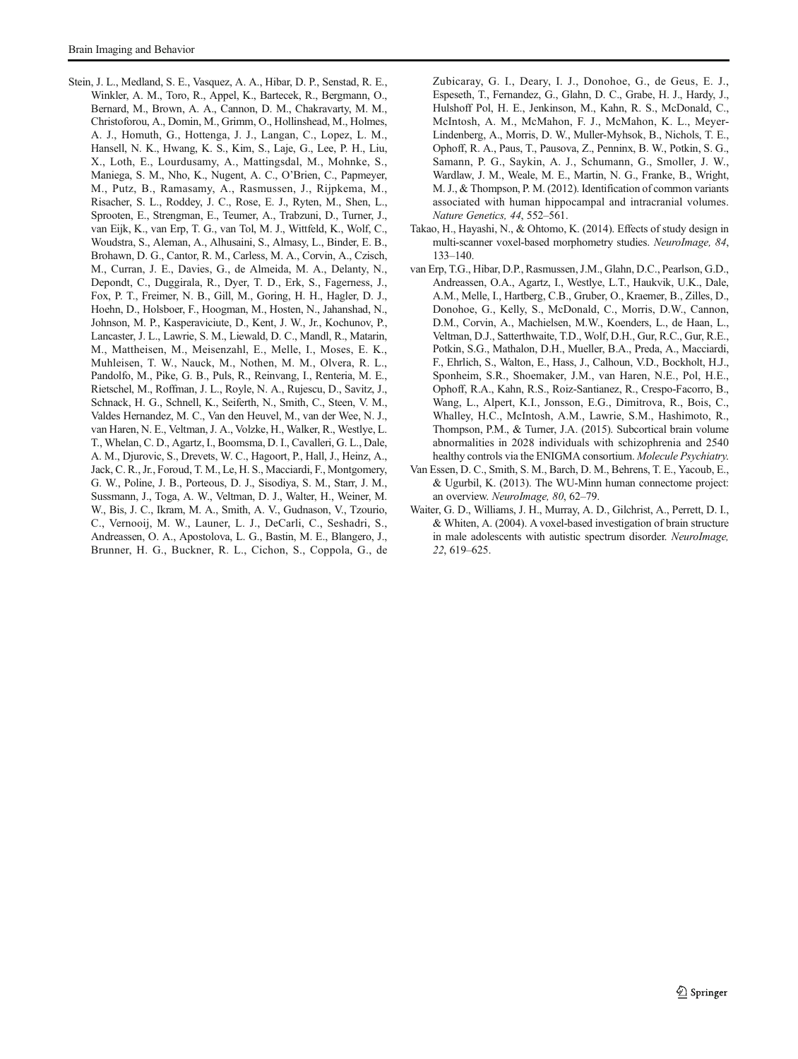Stein, J. L., Medland, S. E., Vasquez, A. A., Hibar, D. P., Senstad, R. E., Winkler, A. M., Toro, R., Appel, K., Bartecek, R., Bergmann, O., Bernard, M., Brown, A. A., Cannon, D. M., Chakravarty, M. M., Christoforou, A., Domin, M., Grimm, O., Hollinshead, M., Holmes, A. J., Homuth, G., Hottenga, J. J., Langan, C., Lopez, L. M., Hansell, N. K., Hwang, K. S., Kim, S., Laje, G., Lee, P. H., Liu, X., Loth, E., Lourdusamy, A., Mattingsdal, M., Mohnke, S., Maniega, S. M., Nho, K., Nugent, A. C., O'Brien, C., Papmeyer, M., Putz, B., Ramasamy, A., Rasmussen, J., Rijpkema, M., Risacher, S. L., Roddey, J. C., Rose, E. J., Ryten, M., Shen, L., Sprooten, E., Strengman, E., Teumer, A., Trabzuni, D., Turner, J., van Eijk, K., van Erp, T. G., van Tol, M. J., Wittfeld, K., Wolf, C., Woudstra, S., Aleman, A., Alhusaini, S., Almasy, L., Binder, E. B., Brohawn, D. G., Cantor, R. M., Carless, M. A., Corvin, A., Czisch, M., Curran, J. E., Davies, G., de Almeida, M. A., Delanty, N., Depondt, C., Duggirala, R., Dyer, T. D., Erk, S., Fagerness, J., Fox, P. T., Freimer, N. B., Gill, M., Goring, H. H., Hagler, D. J., Hoehn, D., Holsboer, F., Hoogman, M., Hosten, N., Jahanshad, N., Johnson, M. P., Kasperaviciute, D., Kent, J. W., Jr., Kochunov, P., Lancaster, J. L., Lawrie, S. M., Liewald, D. C., Mandl, R., Matarin, M., Mattheisen, M., Meisenzahl, E., Melle, I., Moses, E. K., Muhleisen, T. W., Nauck, M., Nothen, M. M., Olvera, R. L., Pandolfo, M., Pike, G. B., Puls, R., Reinvang, I., Renteria, M. E., Rietschel, M., Roffman, J. L., Royle, N. A., Rujescu, D., Savitz, J., Schnack, H. G., Schnell, K., Seiferth, N., Smith, C., Steen, V. M., Valdes Hernandez, M. C., Van den Heuvel, M., van der Wee, N. J., van Haren, N. E., Veltman, J. A., Volzke, H., Walker, R., Westlye, L. T., Whelan, C. D., Agartz, I., Boomsma, D. I., Cavalleri, G. L., Dale, A. M., Djurovic, S., Drevets, W. C., Hagoort, P., Hall, J., Heinz, A., Jack, C. R., Jr., Foroud, T. M., Le, H. S., Macciardi, F., Montgomery, G. W., Poline, J. B., Porteous, D. J., Sisodiya, S. M., Starr, J. M., Sussmann, J., Toga, A. W., Veltman, D. J., Walter, H., Weiner, M. W., Bis, J. C., Ikram, M. A., Smith, A. V., Gudnason, V., Tzourio, C., Vernooij, M. W., Launer, L. J., DeCarli, C., Seshadri, S., Andreassen, O. A., Apostolova, L. G., Bastin, M. E., Blangero, J., Brunner, H. G., Buckner, R. L., Cichon, S., Coppola, G., de Zubicaray, G. I., Deary, I. J., Donohoe, G., de Geus, E. J., Espeseth, T., Fernandez, G., Glahn, D. C., Grabe, H. J., Hardy, J., Hulshoff Pol, H. E., Jenkinson, M., Kahn, R. S., McDonald, C., McIntosh, A. M., McMahon, F. J., McMahon, K. L., Meyer-Lindenberg, A., Morris, D. W., Muller-Myhsok, B., Nichols, T. E., Ophoff, R. A., Paus, T., Pausova, Z., Penninx, B. W., Potkin, S. G., Samann, P. G., Saykin, A. J., Schumann, G., Smoller, J. W., Wardlaw, J. M., Weale, M. E., Martin, N. G., Franke, B., Wright, M. J., & Thompson, P. M. (2012). Identification of common variants associated with human hippocampal and intracranial volumes. *Nature Genetics, 44*, 552–561.

Takao, H., Hayashi, N., & Ohtomo, K. (2014). Effects of study design in multi-scanner voxel-based morphometry studies. *NeuroImage, 84*, 133–140.

van Erp, T.G., Hibar, D.P., Rasmussen, J.M., Glahn, D.C., Pearlson, G.D., Andreassen, O.A., Agartz, I., Westlye, L.T., Haukvik, U.K., Dale, A.M., Melle, I., Hartberg, C.B., Gruber, O., Kraemer, B., Zilles, D., Donohoe, G., Kelly, S., McDonald, C., Morris, D.W., Cannon, D.M., Corvin, A., Machielsen, M.W., Koenders, L., de Haan, L., Veltman, D.J., Satterthwaite, T.D., Wolf, D.H., Gur, R.C., Gur, R.E., Potkin, S.G., Mathalon, D.H., Mueller, B.A., Preda, A., Macciardi, F., Ehrlich, S., Walton, E., Hass, J., Calhoun, V.D., Bockholt, H.J., Sponheim, S.R., Shoemaker, J.M., van Haren, N.E., Pol, H.E., Ophoff, R.A., Kahn, R.S., Roiz-Santianez, R., Crespo-Facorro, B., Wang, L., Alpert, K.I., Jonsson, E.G., Dimitrova, R., Bois, C., Whalley, H.C., McIntosh, A.M., Lawrie, S.M., Hashimoto, R., Thompson, P.M., & Turner, J.A. (2015). Subcortical brain volume abnormalities in 2028 individuals with schizophrenia and 2540 healthy controls via the ENIGMA consortium. *Molecule Psychiatry.*

Van Essen, D. C., Smith, S. M., Barch, D. M., Behrens, T. E., Yacoub, E., & Ugurbil, K. (2013). The WU-Minn human connectome project: an overview. *NeuroImage, 80*, 62–79.

Waiter, G. D., Williams, J. H., Murray, A. D., Gilchrist, A., Perrett, D. I., & Whiten, A. (2004). A voxel-based investigation of brain structure in male adolescents with autistic spectrum disorder. *NeuroImage, 22*, 619–625.